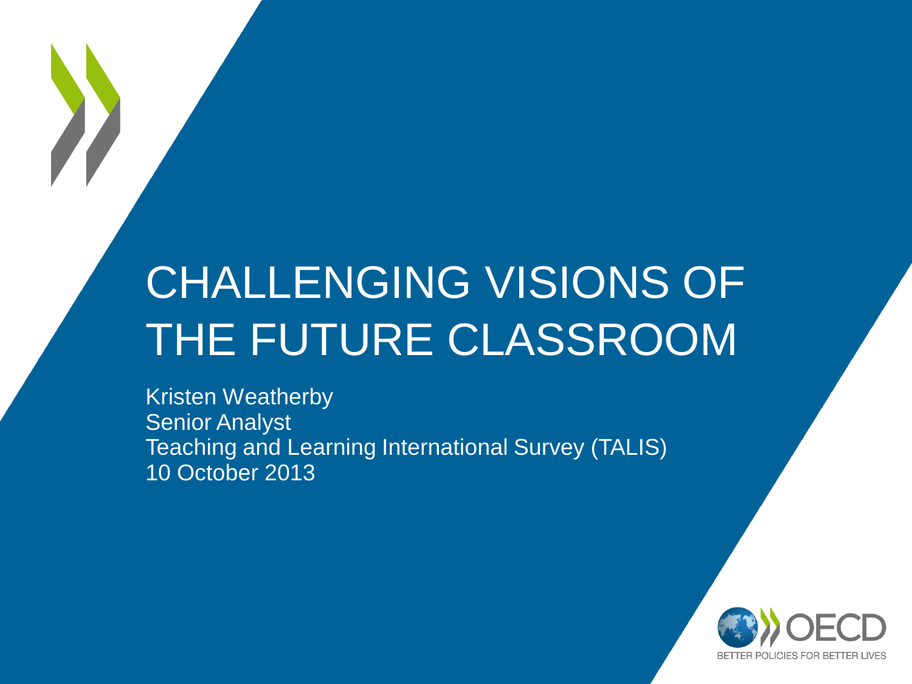# CHALLENGING VISIONS OF THE FUTURE CLASSROOM

Kristen Weatherby
Senior Analyst
Teaching and Learning International Survey (TALIS)
10 October 2013

OECD
BETTER POLICIES FOR BETTER LIVES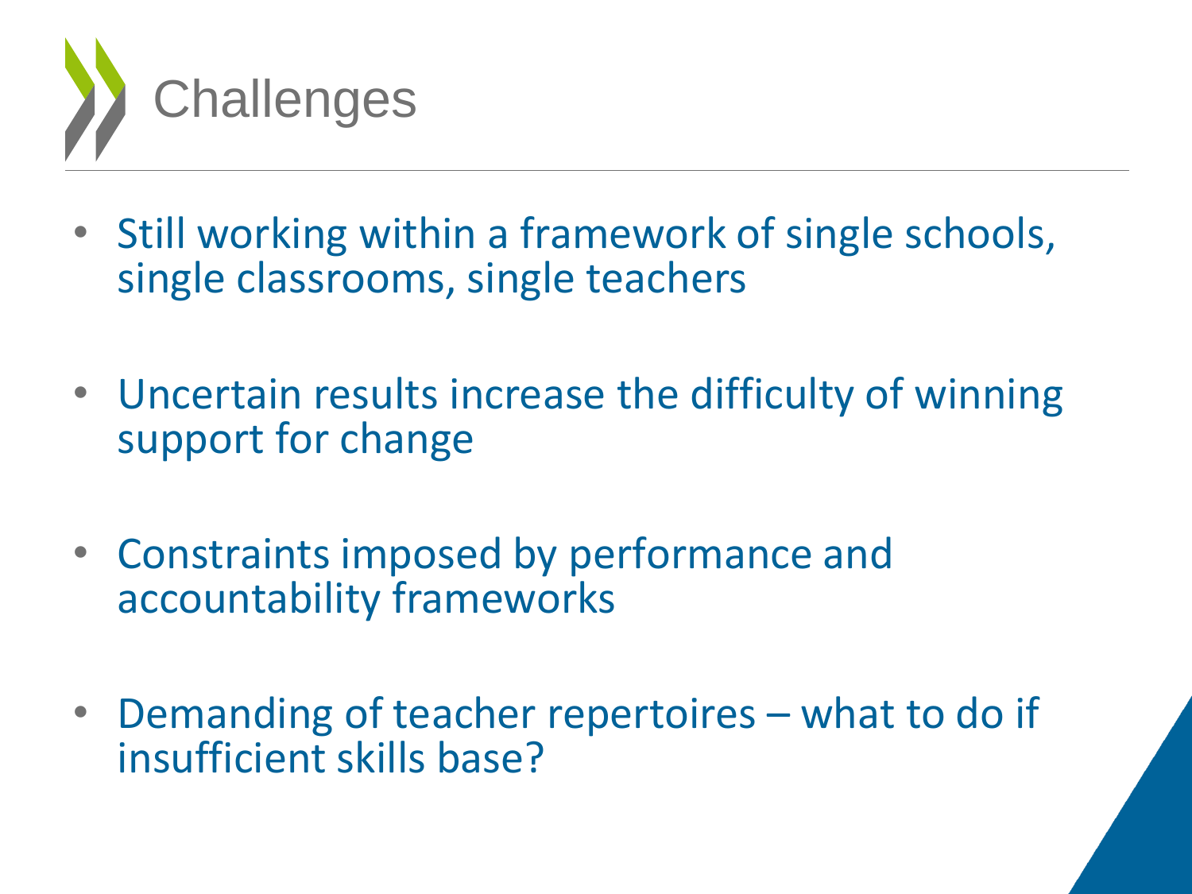# Challenges

- Still working within a framework of single schools, single classrooms, single teachers
- Uncertain results increase the difficulty of winning support for change
- Constraints imposed by performance and accountability frameworks
- Demanding of teacher repertoires – what to do if insufficient skills base?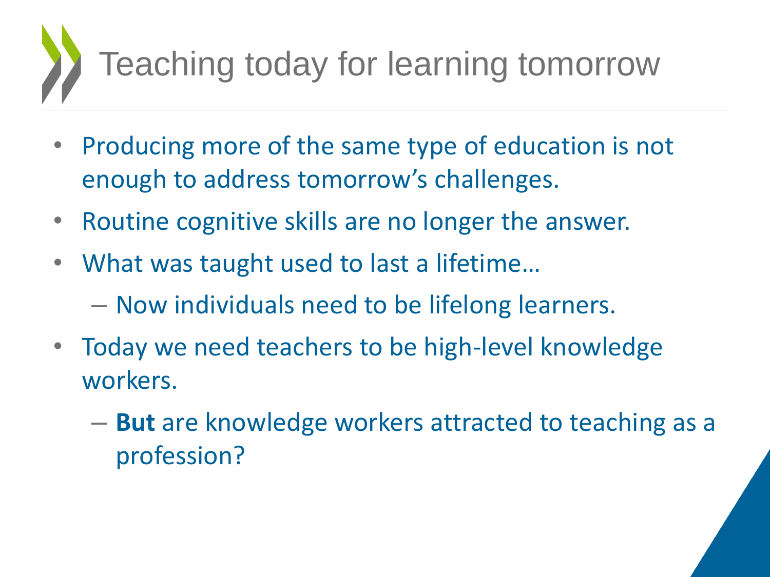# Teaching today for learning tomorrow

- Producing more of the same type of education is not enough to address tomorrow's challenges.
- Routine cognitive skills are no longer the answer.
- What was taught used to last a lifetime…
  - Now individuals need to be lifelong learners.
- Today we need teachers to be high-level knowledge workers.
  - **But** are knowledge workers attracted to teaching as a profession?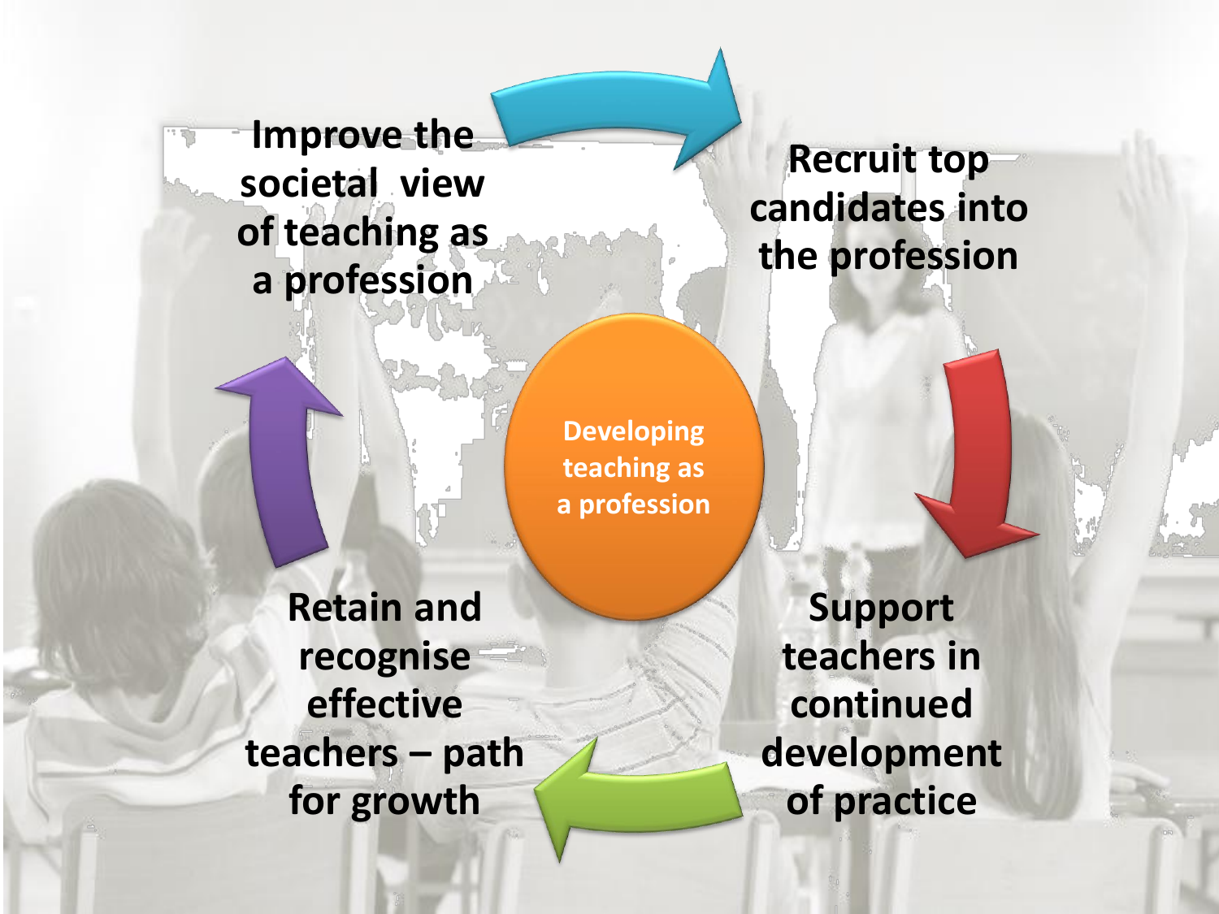**Developing teaching as a profession**

- Improve the societal view of teaching as a profession
- Recruit top candidates into the profession
- Support teachers in continued development of practice
- Retain and recognise effective teachers – path for growth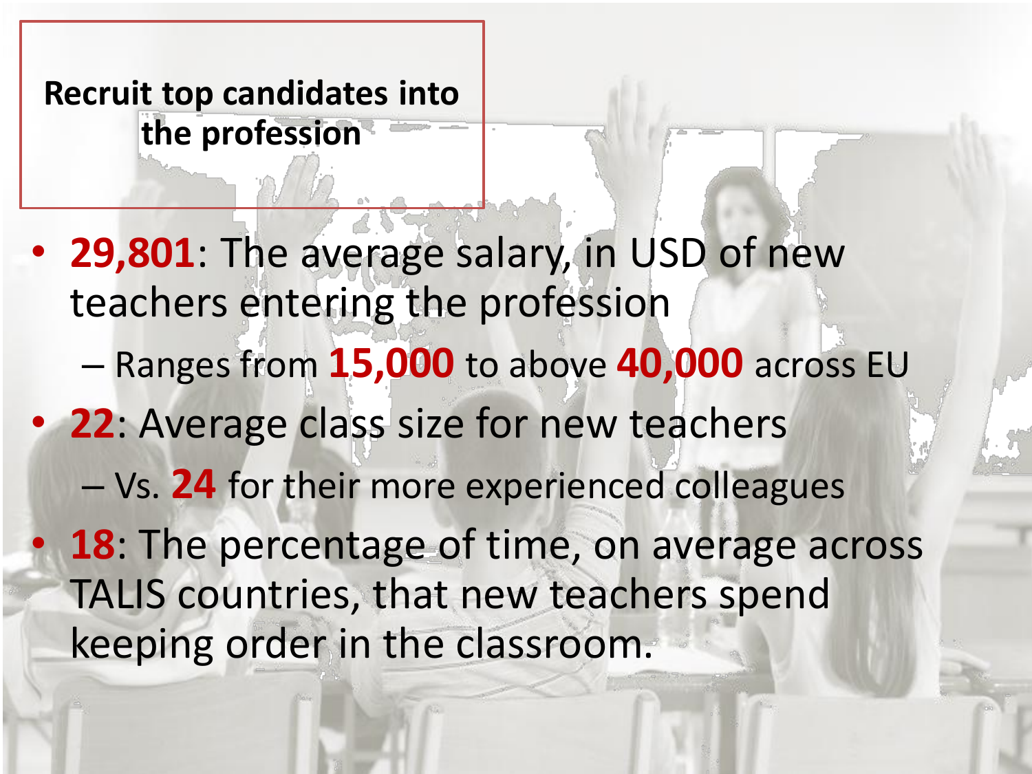## Recruit top candidates into the profession

- **29,801**: The average salary, in USD of new teachers entering the profession
  - Ranges from **15,000** to above **40,000** across EU
- **22**: Average class size for new teachers
  - Vs. **24** for their more experienced colleagues
- **18**: The percentage of time, on average across TALIS countries, that new teachers spend keeping order in the classroom.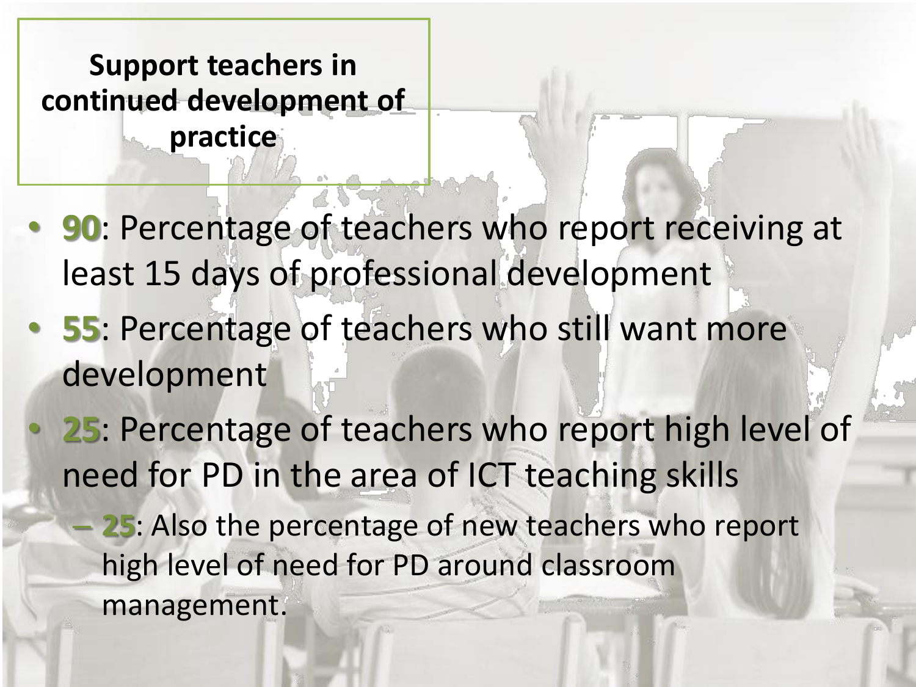## Support teachers in continued development of practice

- **90**: Percentage of teachers who report receiving at least 15 days of professional development
- **55**: Percentage of teachers who still want more development
- **25**: Percentage of teachers who report high level of need for PD in the area of ICT teaching skills
  - **25**: Also the percentage of new teachers who report high level of need for PD around classroom management.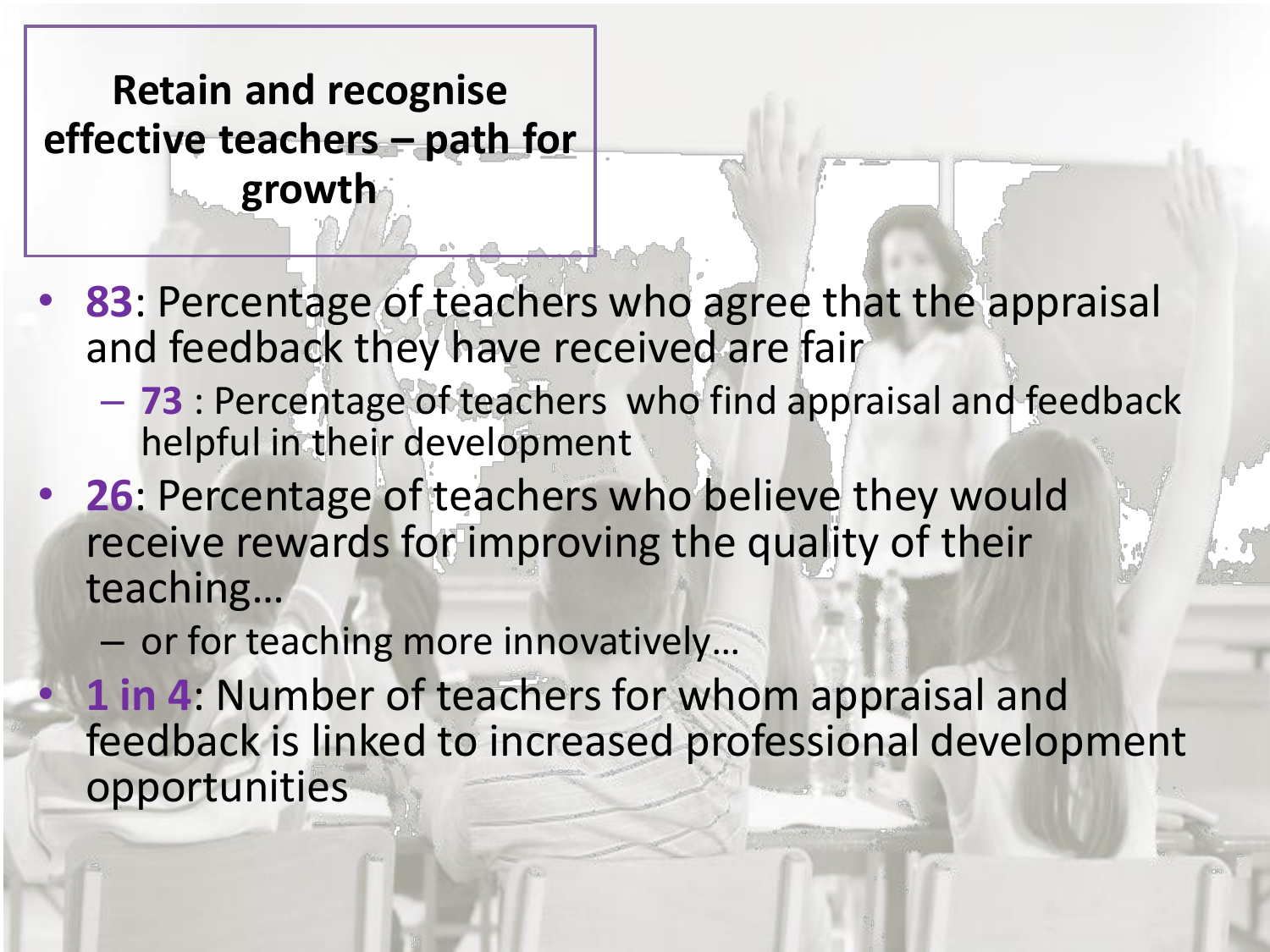# Retain and recognise effective teachers – path for growth

- **83**: Percentage of teachers who agree that the appraisal and feedback they have received are fair
  - **73** : Percentage of teachers who find appraisal and feedback helpful in their development
- **26**: Percentage of teachers who believe they would receive rewards for improving the quality of their teaching…
  - or for teaching more innovatively…
- **1 in 4**: Number of teachers for whom appraisal and feedback is linked to increased professional development opportunities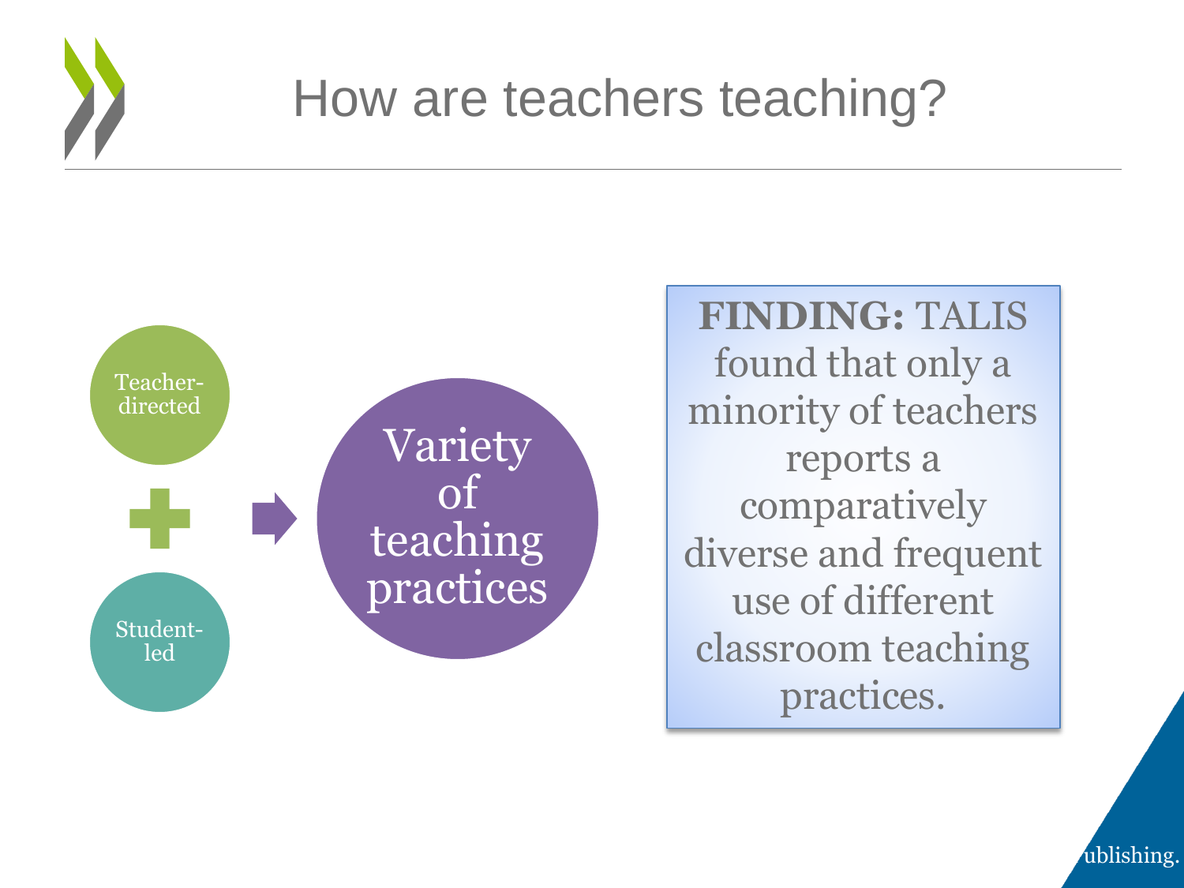# How are teachers teaching?

Teacher-directed

+

Student-led

Variety of teaching practices

**FINDING:** TALIS found that only a minority of teachers reports a comparatively diverse and frequent use of different classroom teaching practices.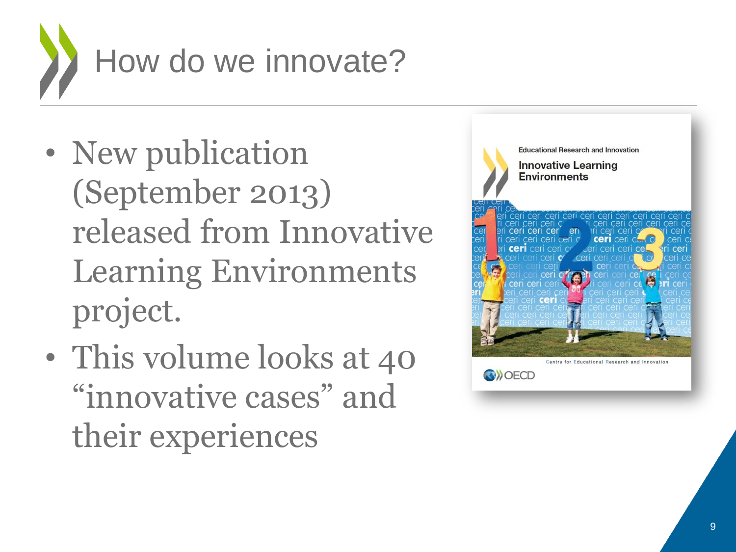# How do we innovate?

- New publication (September 2013) released from Innovative Learning Environments project.
- This volume looks at 40 "innovative cases" and their experiences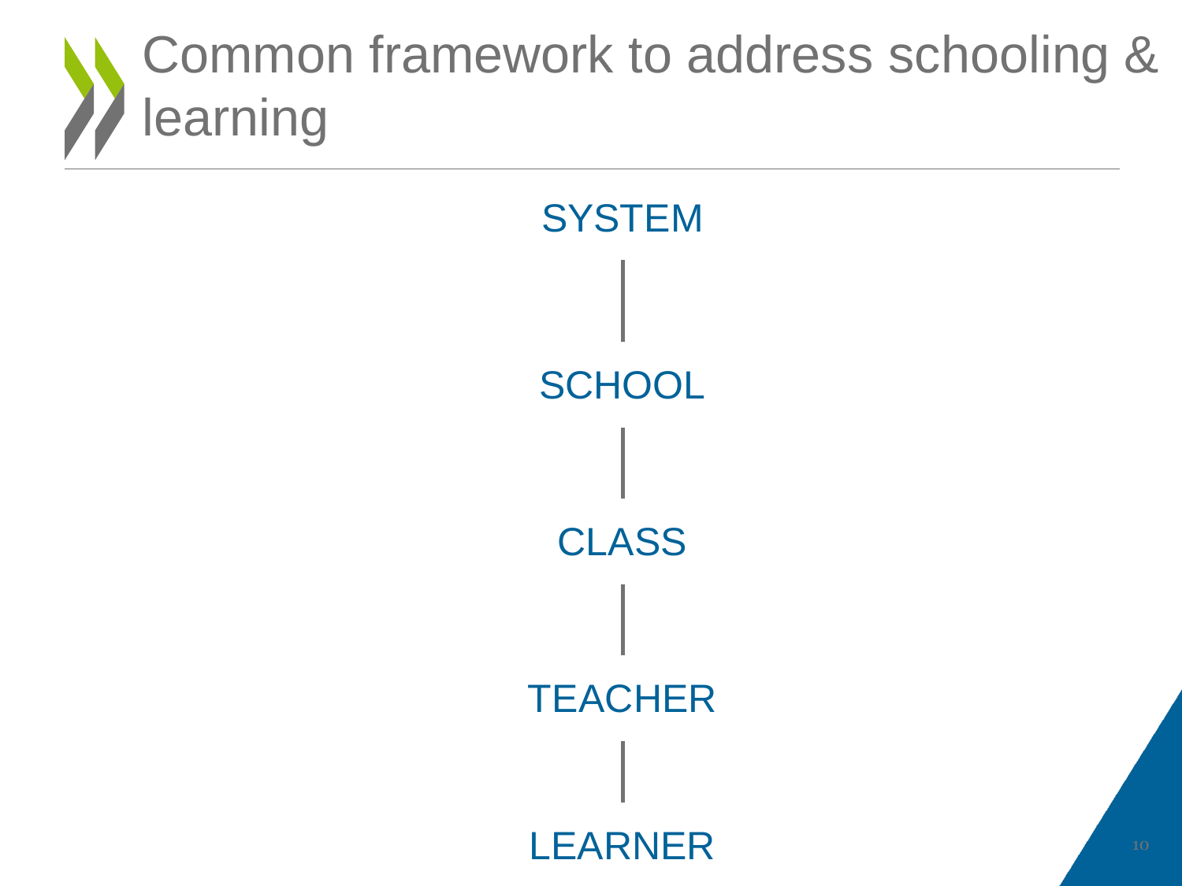# Common framework to address schooling & learning

SYSTEM

|

SCHOOL

|

CLASS

|

TEACHER

|

LEARNER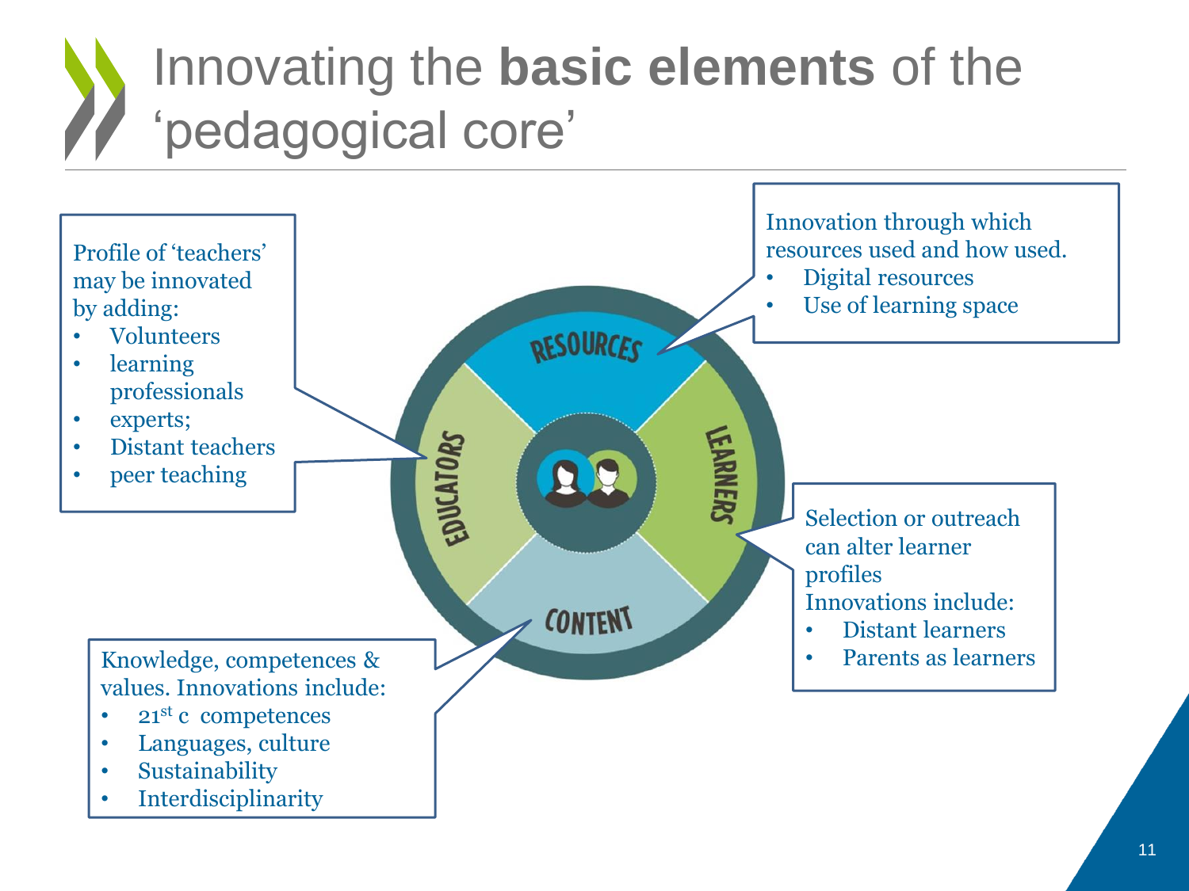# Innovating the **basic elements** of the 'pedagogical core'

Profile of 'teachers' may be innovated by adding:

- Volunteers
- learning professionals
- experts;
- Distant teachers
- peer teaching

Innovation through which resources used and how used.

- Digital resources
- Use of learning space

RESOURCES

EDUCATORS

LEARNERS

CONTENT

Selection or outreach can alter learner profiles
Innovations include:

- Distant learners
- Parents as learners

Knowledge, competences & values. Innovations include:

- 21st c competences
- Languages, culture
- Sustainability
- Interdisciplinarity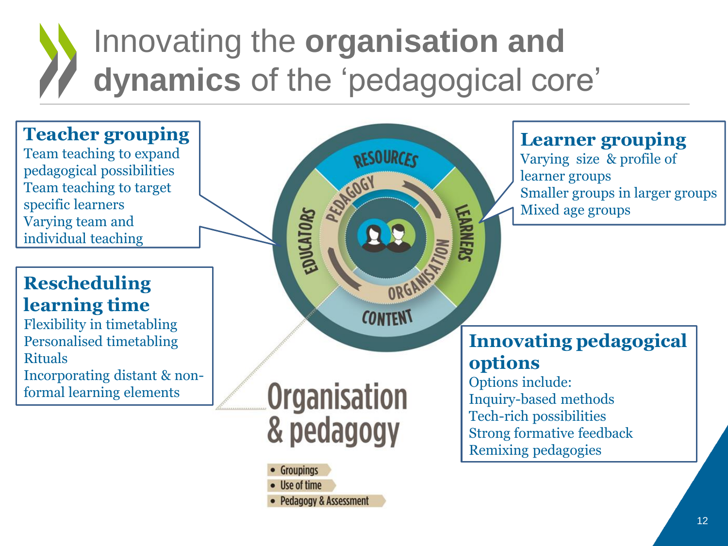# Innovating the **organisation and dynamics** of the 'pedagogical core'

### Teacher grouping

Team teaching to expand pedagogical possibilities
Team teaching to target specific learners
Varying team and individual teaching

### Rescheduling learning time

Flexibility in timetabling
Personalised timetabling
Rituals
Incorporating distant & non-formal learning elements

### Learner grouping

Varying size & profile of learner groups
Smaller groups in larger groups
Mixed age groups

### Innovating pedagogical options

Options include:
Inquiry-based methods
Tech-rich possibilities
Strong formative feedback
Remixing pedagogies

RESOURCES
PEDAGOGY
EDUCATORS
LEARNERS
ORGANISATION
CONTENT

**Organisation & pedagogy**

- Groupings
- Use of time
- Pedagogy & Assessment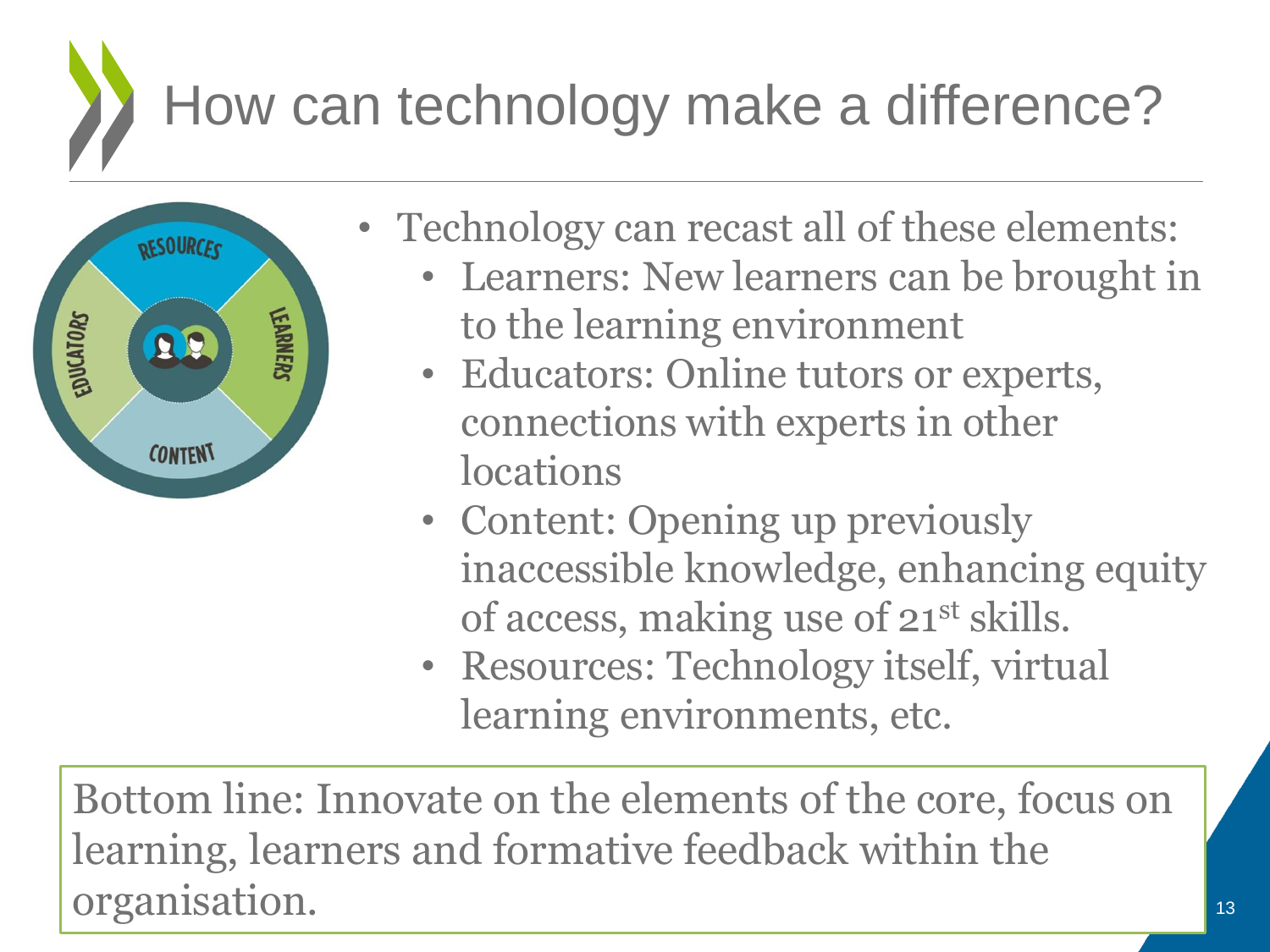# How can technology make a difference?

- Technology can recast all of these elements:
  - Learners: New learners can be brought in to the learning environment
  - Educators: Online tutors or experts, connections with experts in other locations
  - Content: Opening up previously inaccessible knowledge, enhancing equity of access, making use of $21^{st}$ skills.
  - Resources: Technology itself, virtual learning environments, etc.

Bottom line: Innovate on the elements of the core, focus on learning, learners and formative feedback within the organisation.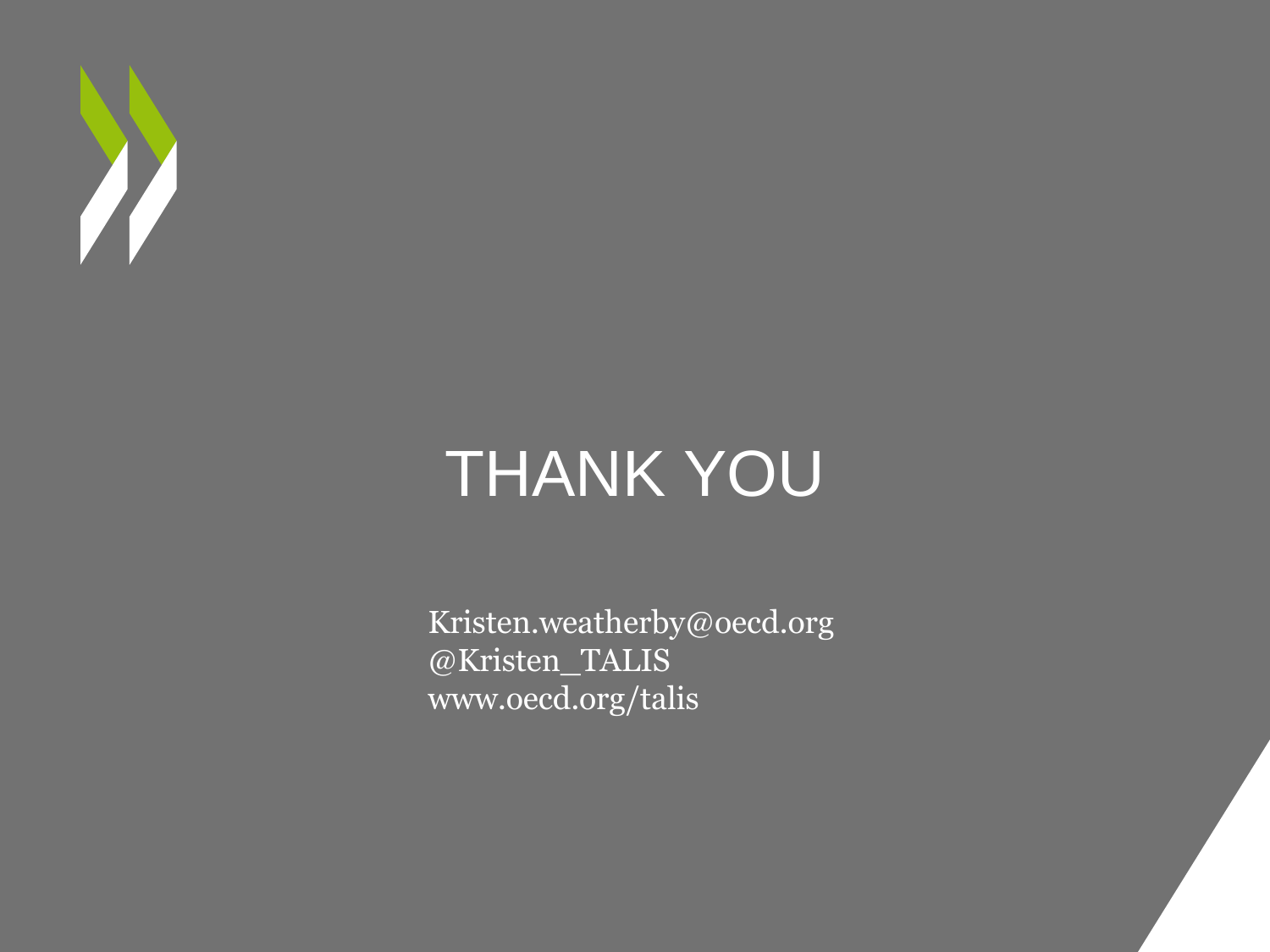# THANK YOU

Kristen.weatherby@oecd.org
@Kristen_TALIS
www.oecd.org/talis